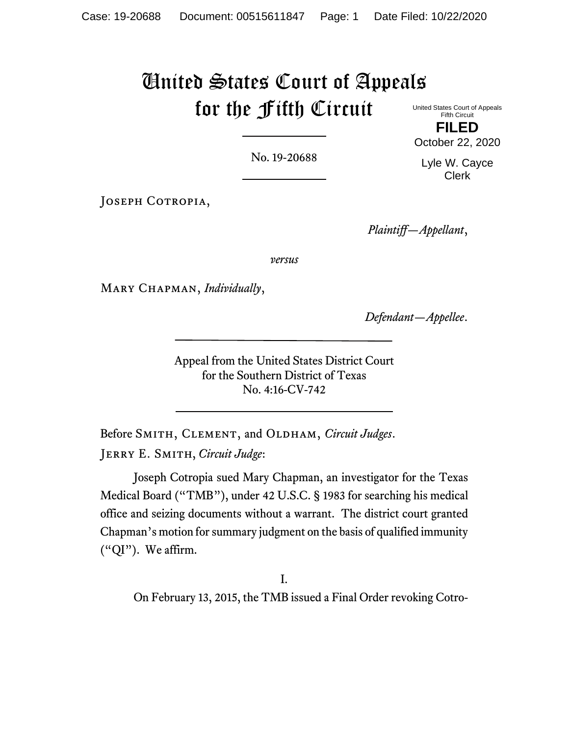# United States Court of Appeals for the Fifth Circuit

United States Court of Appeals
Fifth Circuit

**FILED**

October 22, 2020

Lyle W. Cayce
Clerk

No. 19-20688

Joseph Cotropia,

*Plaintiff—Appellant*,

*versus*

Mary Chapman, *Individually*,

*Defendant—Appellee*.

Appeal from the United States District Court
for the Southern District of Texas
No. 4:16-CV-742

Before Smith, Clement, and Oldham, *Circuit Judges*.

Jerry E. Smith, *Circuit Judge*:

Joseph Cotropia sued Mary Chapman, an investigator for the Texas Medical Board ("TMB"), under 42 U.S.C. § 1983 for searching his medical office and seizing documents without a warrant. The district court granted Chapman's motion for summary judgment on the basis of qualified immunity ("QI"). We affirm.

I.

On February 13, 2015, the TMB issued a Final Order revoking Cotro-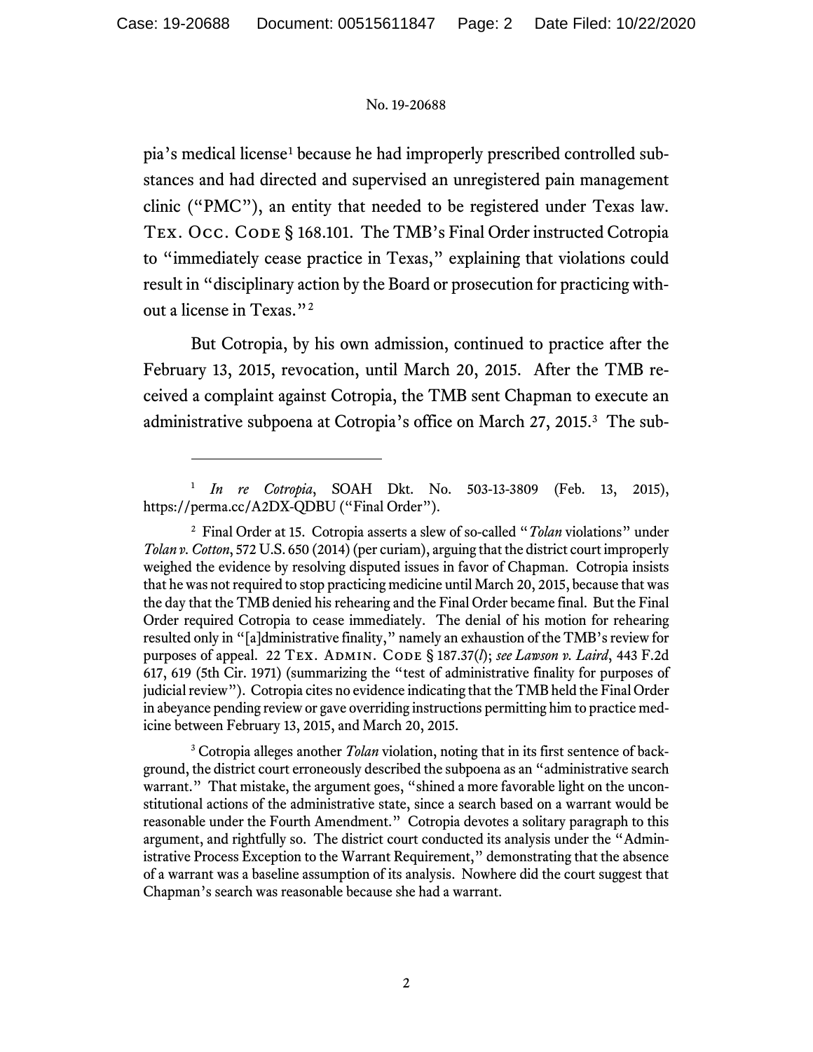pia's medical license[1] because he had improperly prescribed controlled substances and had directed and supervised an unregistered pain management clinic ("PMC"), an entity that needed to be registered under Texas law. Tex. Occ. Code § 168.101. The TMB's Final Order instructed Cotropia to "immediately cease practice in Texas," explaining that violations could result in "disciplinary action by the Board or prosecution for practicing without a license in Texas."[2]

But Cotropia, by his own admission, continued to practice after the February 13, 2015, revocation, until March 20, 2015. After the TMB received a complaint against Cotropia, the TMB sent Chapman to execute an administrative subpoena at Cotropia's office on March 27, 2015.[3] The sub-

---

[1] *In re Cotropia*, SOAH Dkt. No. 503-13-3809 (Feb. 13, 2015), https://perma.cc/A2DX-QDBU ("Final Order").

[2] Final Order at 15. Cotropia asserts a slew of so-called "*Tolan* violations" under *Tolan v. Cotton*, 572 U.S. 650 (2014) (per curiam), arguing that the district court improperly weighed the evidence by resolving disputed issues in favor of Chapman. Cotropia insists that he was not required to stop practicing medicine until March 20, 2015, because that was the day that the TMB denied his rehearing and the Final Order became final. But the Final Order required Cotropia to cease immediately. The denial of his motion for rehearing resulted only in "[a]dministrative finality," namely an exhaustion of the TMB's review for purposes of appeal. 22 Tex. Admin. Code § 187.37(*l*); *see Lawson v. Laird*, 443 F.2d 617, 619 (5th Cir. 1971) (summarizing the "test of administrative finality for purposes of judicial review"). Cotropia cites no evidence indicating that the TMB held the Final Order in abeyance pending review or gave overriding instructions permitting him to practice medicine between February 13, 2015, and March 20, 2015.

[3] Cotropia alleges another *Tolan* violation, noting that in its first sentence of background, the district court erroneously described the subpoena as an "administrative search warrant." That mistake, the argument goes, "shined a more favorable light on the unconstitutional actions of the administrative state, since a search based on a warrant would be reasonable under the Fourth Amendment." Cotropia devotes a solitary paragraph to this argument, and rightfully so. The district court conducted its analysis under the "Administrative Process Exception to the Warrant Requirement," demonstrating that the absence of a warrant was a baseline assumption of its analysis. Nowhere did the court suggest that Chapman's search was reasonable because she had a warrant.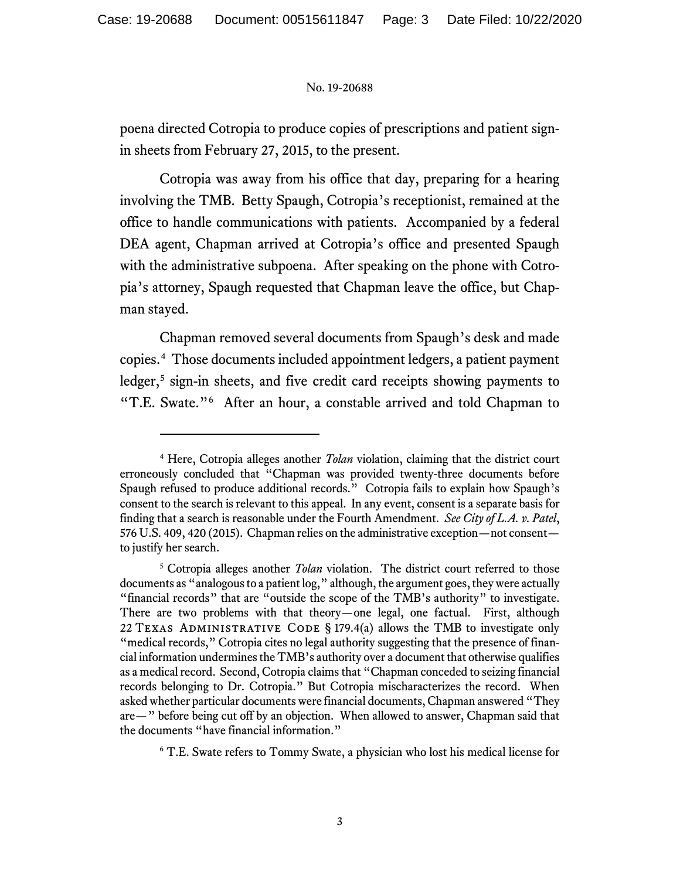poena directed Cotropia to produce copies of prescriptions and patient sign-in sheets from February 27, 2015, to the present.

Cotropia was away from his office that day, preparing for a hearing involving the TMB. Betty Spaugh, Cotropia's receptionist, remained at the office to handle communications with patients. Accompanied by a federal DEA agent, Chapman arrived at Cotropia's office and presented Spaugh with the administrative subpoena. After speaking on the phone with Cotropia's attorney, Spaugh requested that Chapman leave the office, but Chapman stayed.

Chapman removed several documents from Spaugh's desk and made copies.[4] Those documents included appointment ledgers, a patient payment ledger,[5] sign-in sheets, and five credit card receipts showing payments to "T.E. Swate."[6] After an hour, a constable arrived and told Chapman to

---

[4] Here, Cotropia alleges another *Tolan* violation, claiming that the district court erroneously concluded that "Chapman was provided twenty-three documents before Spaugh refused to produce additional records." Cotropia fails to explain how Spaugh's consent to the search is relevant to this appeal. In any event, consent is a separate basis for finding that a search is reasonable under the Fourth Amendment. *See City of L.A. v. Patel*, 576 U.S. 409, 420 (2015). Chapman relies on the administrative exception—not consent—to justify her search.

[5] Cotropia alleges another *Tolan* violation. The district court referred to those documents as "analogous to a patient log," although, the argument goes, they were actually "financial records" that are "outside the scope of the TMB's authority" to investigate. There are two problems with that theory—one legal, one factual. First, although 22 Texas Administrative Code § 179.4(a) allows the TMB to investigate only "medical records," Cotropia cites no legal authority suggesting that the presence of financial information undermines the TMB's authority over a document that otherwise qualifies as a medical record. Second, Cotropia claims that "Chapman conceded to seizing financial records belonging to Dr. Cotropia." But Cotropia mischaracterizes the record. When asked whether particular documents were financial documents, Chapman answered "They are—" before being cut off by an objection. When allowed to answer, Chapman said that the documents "have financial information."

[6] T.E. Swate refers to Tommy Swate, a physician who lost his medical license for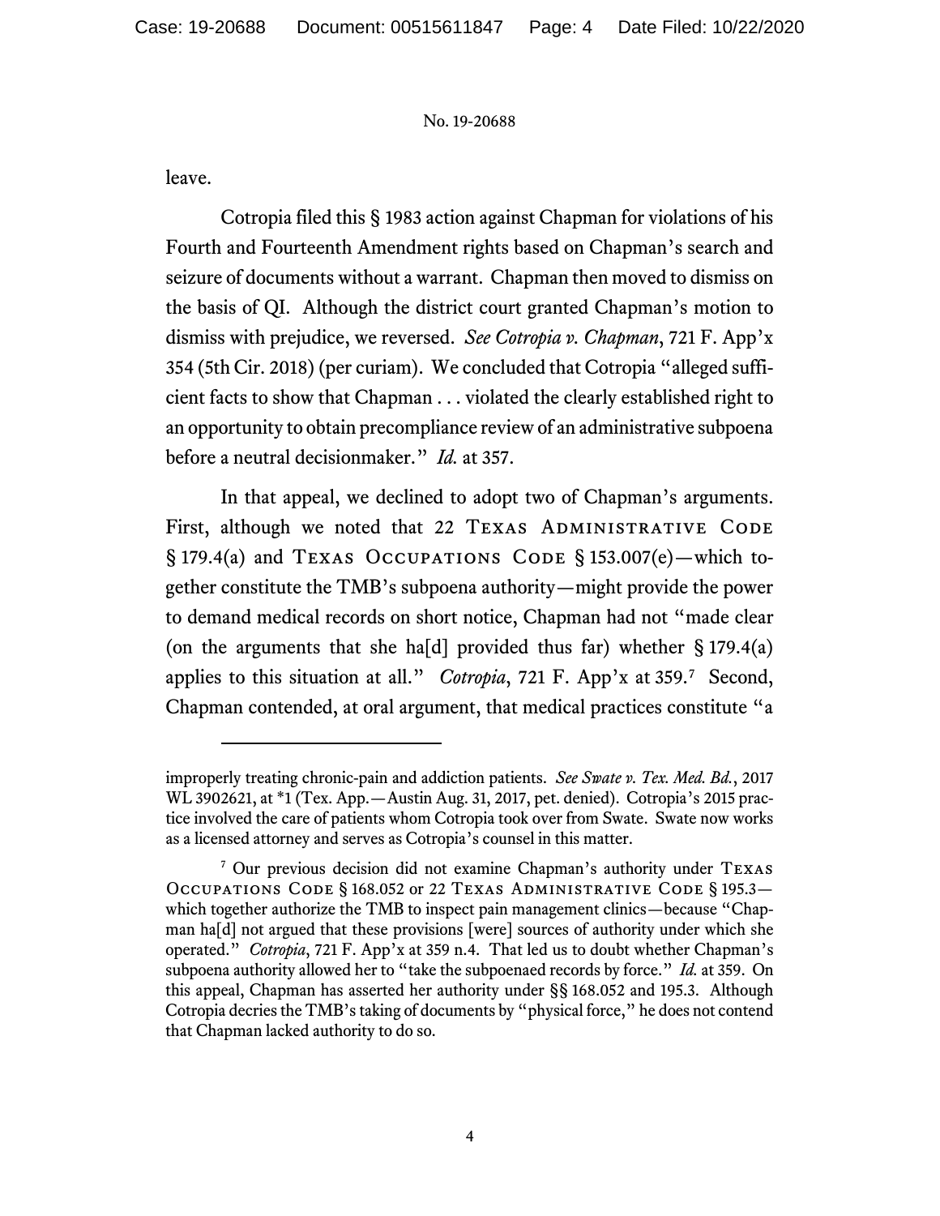leave.

Cotropia filed this § 1983 action against Chapman for violations of his Fourth and Fourteenth Amendment rights based on Chapman's search and seizure of documents without a warrant. Chapman then moved to dismiss on the basis of QI. Although the district court granted Chapman's motion to dismiss with prejudice, we reversed. *See Cotropia v. Chapman*, 721 F. App'x 354 (5th Cir. 2018) (per curiam). We concluded that Cotropia "alleged sufficient facts to show that Chapman . . . violated the clearly established right to an opportunity to obtain precompliance review of an administrative subpoena before a neutral decisionmaker." *Id.* at 357.

In that appeal, we declined to adopt two of Chapman's arguments. First, although we noted that 22 TEXAS ADMINISTRATIVE CODE § 179.4(a) and TEXAS OCCUPATIONS CODE § 153.007(e)—which together constitute the TMB's subpoena authority—might provide the power to demand medical records on short notice, Chapman had not "made clear (on the arguments that she ha[d] provided thus far) whether § 179.4(a) applies to this situation at all." *Cotropia*, 721 F. App'x at 359.[7] Second, Chapman contended, at oral argument, that medical practices constitute "a

---

improperly treating chronic-pain and addiction patients. *See Swate v. Tex. Med. Bd.*, 2017 WL 3902621, at *1 (Tex. App.—Austin Aug. 31, 2017, pet. denied). Cotropia's 2015 practice involved the care of patients whom Cotropia took over from Swate. Swate now works as a licensed attorney and serves as Cotropia's counsel in this matter.

[7] Our previous decision did not examine Chapman's authority under TEXAS OCCUPATIONS CODE § 168.052 or 22 TEXAS ADMINISTRATIVE CODE § 195.3—which together authorize the TMB to inspect pain management clinics—because "Chapman ha[d] not argued that these provisions [were] sources of authority under which she operated." *Cotropia*, 721 F. App'x at 359 n.4. That led us to doubt whether Chapman's subpoena authority allowed her to "take the subpoenaed records by force." *Id.* at 359. On this appeal, Chapman has asserted her authority under §§ 168.052 and 195.3. Although Cotropia decries the TMB's taking of documents by "physical force," he does not contend that Chapman lacked authority to do so.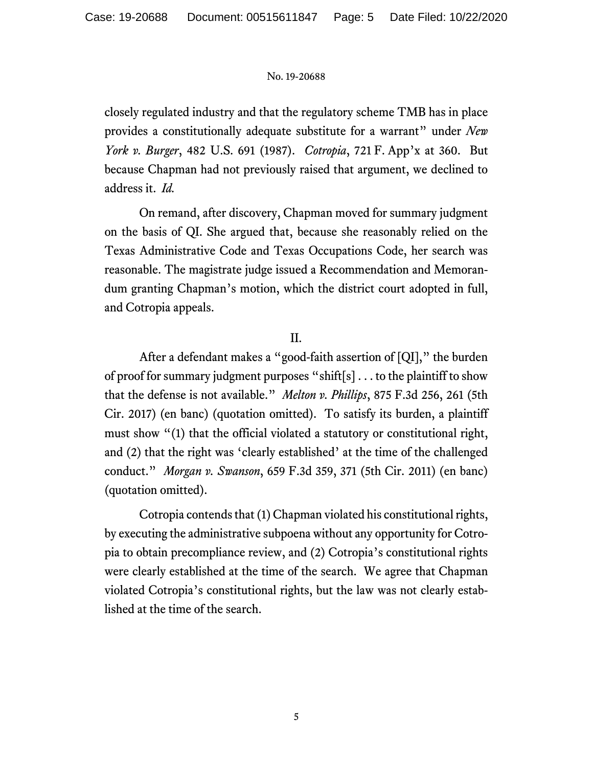closely regulated industry and that the regulatory scheme TMB has in place provides a constitutionally adequate substitute for a warrant" under *New York v. Burger*, 482 U.S. 691 (1987). *Cotropia*, 721 F. App'x at 360. But because Chapman had not previously raised that argument, we declined to address it. *Id.*

On remand, after discovery, Chapman moved for summary judgment on the basis of QI. She argued that, because she reasonably relied on the Texas Administrative Code and Texas Occupations Code, her search was reasonable. The magistrate judge issued a Recommendation and Memorandum granting Chapman's motion, which the district court adopted in full, and Cotropia appeals.

II.

After a defendant makes a "good-faith assertion of [QI]," the burden of proof for summary judgment purposes "shift[s] . . . to the plaintiff to show that the defense is not available." *Melton v. Phillips*, 875 F.3d 256, 261 (5th Cir. 2017) (en banc) (quotation omitted). To satisfy its burden, a plaintiff must show "(1) that the official violated a statutory or constitutional right, and (2) that the right was 'clearly established' at the time of the challenged conduct." *Morgan v. Swanson*, 659 F.3d 359, 371 (5th Cir. 2011) (en banc) (quotation omitted).

Cotropia contends that (1) Chapman violated his constitutional rights, by executing the administrative subpoena without any opportunity for Cotropia to obtain precompliance review, and (2) Cotropia's constitutional rights were clearly established at the time of the search. We agree that Chapman violated Cotropia's constitutional rights, but the law was not clearly established at the time of the search.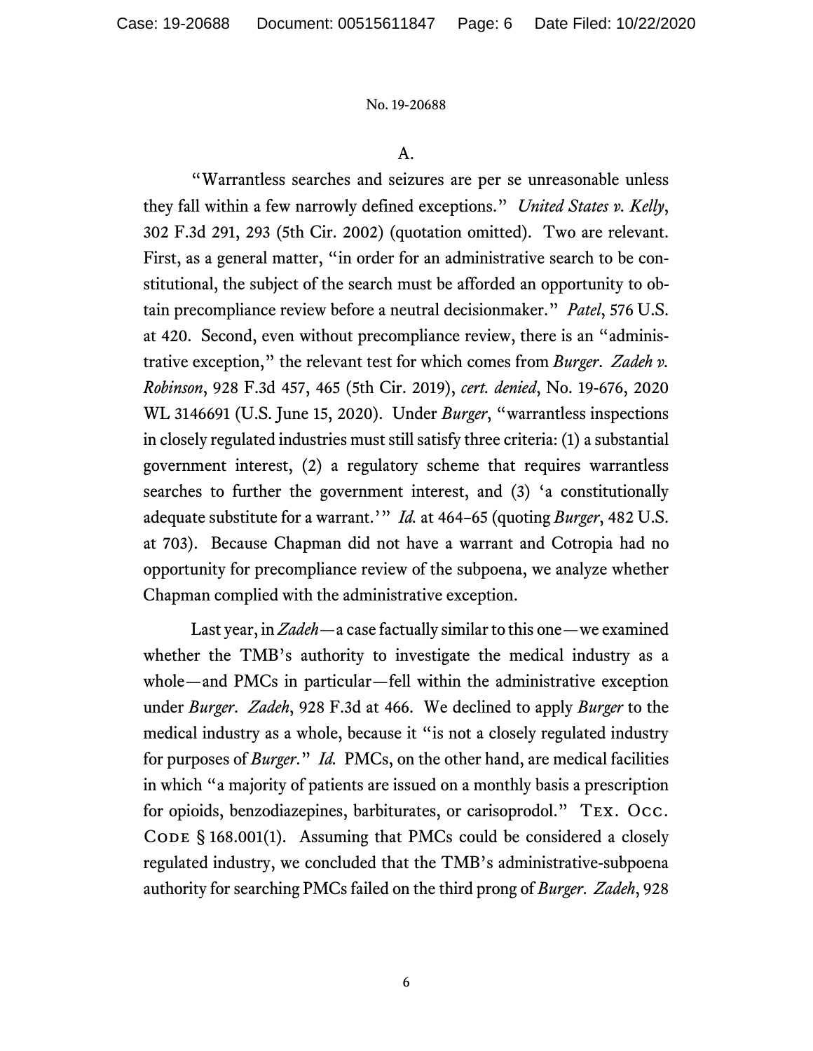A.

"Warrantless searches and seizures are per se unreasonable unless they fall within a few narrowly defined exceptions." *United States v. Kelly*, 302 F.3d 291, 293 (5th Cir. 2002) (quotation omitted). Two are relevant. First, as a general matter, "in order for an administrative search to be constitutional, the subject of the search must be afforded an opportunity to obtain precompliance review before a neutral decisionmaker." *Patel*, 576 U.S. at 420. Second, even without precompliance review, there is an "administrative exception," the relevant test for which comes from *Burger*. *Zadeh v. Robinson*, 928 F.3d 457, 465 (5th Cir. 2019), *cert. denied*, No. 19-676, 2020 WL 3146691 (U.S. June 15, 2020). Under *Burger*, "warrantless inspections in closely regulated industries must still satisfy three criteria: (1) a substantial government interest, (2) a regulatory scheme that requires warrantless searches to further the government interest, and (3) 'a constitutionally adequate substitute for a warrant.'" *Id.* at 464–65 (quoting *Burger*, 482 U.S. at 703). Because Chapman did not have a warrant and Cotropia had no opportunity for precompliance review of the subpoena, we analyze whether Chapman complied with the administrative exception.

Last year, in *Zadeh*—a case factually similar to this one—we examined whether the TMB's authority to investigate the medical industry as a whole—and PMCs in particular—fell within the administrative exception under *Burger*. *Zadeh*, 928 F.3d at 466. We declined to apply *Burger* to the medical industry as a whole, because it "is not a closely regulated industry for purposes of *Burger*." *Id.* PMCs, on the other hand, are medical facilities in which "a majority of patients are issued on a monthly basis a prescription for opioids, benzodiazepines, barbiturates, or carisoprodol." Tex. Occ. Code § 168.001(1). Assuming that PMCs could be considered a closely regulated industry, we concluded that the TMB's administrative-subpoena authority for searching PMCs failed on the third prong of *Burger*. *Zadeh*, 928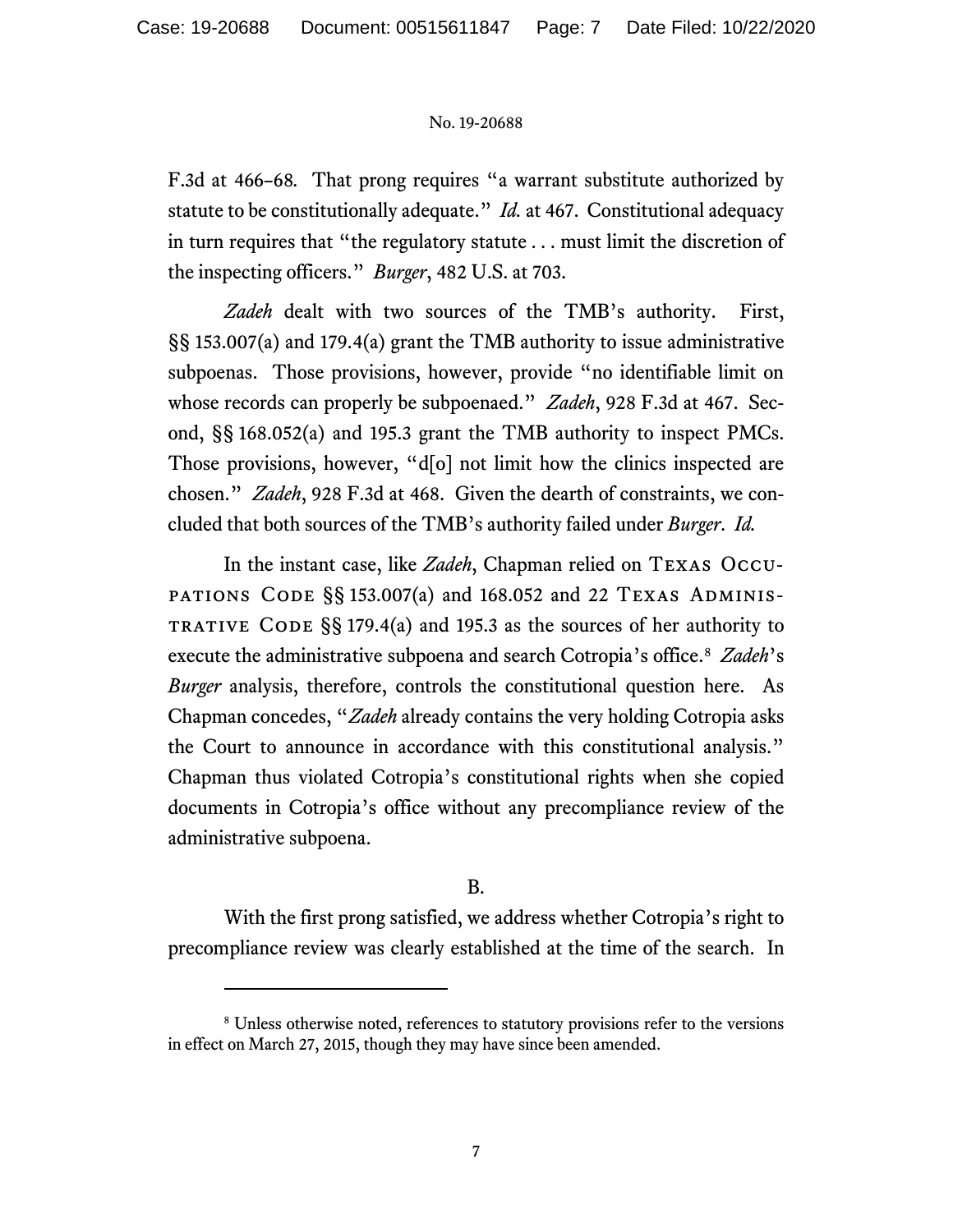F.3d at 466–68. That prong requires "a warrant substitute authorized by statute to be constitutionally adequate." *Id.* at 467. Constitutional adequacy in turn requires that "the regulatory statute . . . must limit the discretion of the inspecting officers." *Burger*, 482 U.S. at 703.

*Zadeh* dealt with two sources of the TMB's authority. First, §§ 153.007(a) and 179.4(a) grant the TMB authority to issue administrative subpoenas. Those provisions, however, provide "no identifiable limit on whose records can properly be subpoenaed." *Zadeh*, 928 F.3d at 467. Second, §§ 168.052(a) and 195.3 grant the TMB authority to inspect PMCs. Those provisions, however, "d[o] not limit how the clinics inspected are chosen." *Zadeh*, 928 F.3d at 468. Given the dearth of constraints, we concluded that both sources of the TMB's authority failed under *Burger*. *Id.*

In the instant case, like *Zadeh*, Chapman relied on TEXAS OCCUPATIONS CODE §§ 153.007(a) and 168.052 and 22 TEXAS ADMINISTRATIVE CODE §§ 179.4(a) and 195.3 as the sources of her authority to execute the administrative subpoena and search Cotropia's office.[8] *Zadeh*'s *Burger* analysis, therefore, controls the constitutional question here. As Chapman concedes, "*Zadeh* already contains the very holding Cotropia asks the Court to announce in accordance with this constitutional analysis." Chapman thus violated Cotropia's constitutional rights when she copied documents in Cotropia's office without any precompliance review of the administrative subpoena.

B.

With the first prong satisfied, we address whether Cotropia's right to precompliance review was clearly established at the time of the search. In

---

[8] Unless otherwise noted, references to statutory provisions refer to the versions in effect on March 27, 2015, though they may have since been amended.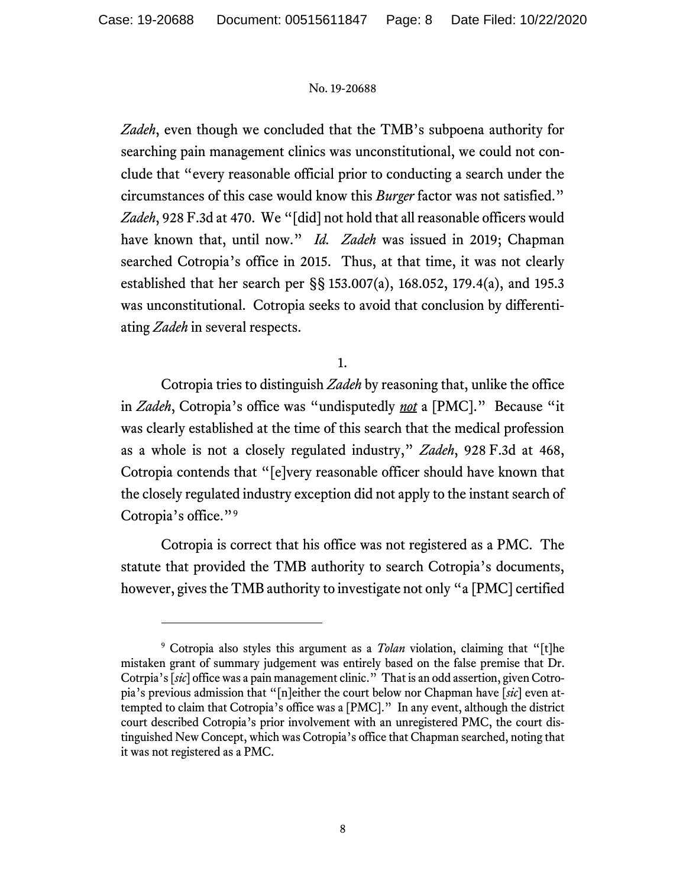*Zadeh*, even though we concluded that the TMB's subpoena authority for searching pain management clinics was unconstitutional, we could not conclude that "every reasonable official prior to conducting a search under the circumstances of this case would know this *Burger* factor was not satisfied." *Zadeh*, 928 F.3d at 470. We "[did] not hold that all reasonable officers would have known that, until now." *Id.* *Zadeh* was issued in 2019; Chapman searched Cotropia's office in 2015. Thus, at that time, it was not clearly established that her search per §§ 153.007(a), 168.052, 179.4(a), and 195.3 was unconstitutional. Cotropia seeks to avoid that conclusion by differentiating *Zadeh* in several respects.

1.

Cotropia tries to distinguish *Zadeh* by reasoning that, unlike the office in *Zadeh*, Cotropia's office was "undisputedly ***not*** a [PMC]." Because "it was clearly established at the time of this search that the medical profession as a whole is not a closely regulated industry," *Zadeh*, 928 F.3d at 468, Cotropia contends that "[e]very reasonable officer should have known that the closely regulated industry exception did not apply to the instant search of Cotropia's office."[9]

Cotropia is correct that his office was not registered as a PMC. The statute that provided the TMB authority to search Cotropia's documents, however, gives the TMB authority to investigate not only "a [PMC] certified

---

[9] Cotropia also styles this argument as a *Tolan* violation, claiming that "[t]he mistaken grant of summary judgement was entirely based on the false premise that Dr. Cotrpia's [*sic*] office was a pain management clinic." That is an odd assertion, given Cotropia's previous admission that "[n]either the court below nor Chapman have [*sic*] even attempted to claim that Cotropia's office was a [PMC]." In any event, although the district court described Cotropia's prior involvement with an unregistered PMC, the court distinguished New Concept, which was Cotropia's office that Chapman searched, noting that it was not registered as a PMC.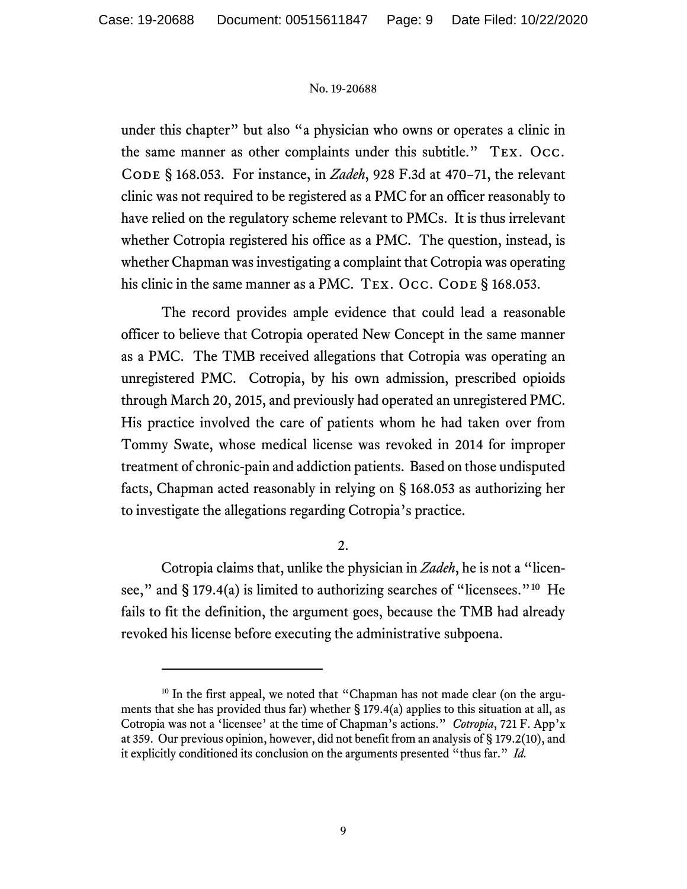under this chapter" but also "a physician who owns or operates a clinic in the same manner as other complaints under this subtitle." Tex. Occ. Code § 168.053. For instance, in *Zadeh*, 928 F.3d at 470–71, the relevant clinic was not required to be registered as a PMC for an officer reasonably to have relied on the regulatory scheme relevant to PMCs. It is thus irrelevant whether Cotropia registered his office as a PMC. The question, instead, is whether Chapman was investigating a complaint that Cotropia was operating his clinic in the same manner as a PMC. Tex. Occ. Code § 168.053.

The record provides ample evidence that could lead a reasonable officer to believe that Cotropia operated New Concept in the same manner as a PMC. The TMB received allegations that Cotropia was operating an unregistered PMC. Cotropia, by his own admission, prescribed opioids through March 20, 2015, and previously had operated an unregistered PMC. His practice involved the care of patients whom he had taken over from Tommy Swate, whose medical license was revoked in 2014 for improper treatment of chronic-pain and addiction patients. Based on those undisputed facts, Chapman acted reasonably in relying on § 168.053 as authorizing her to investigate the allegations regarding Cotropia's practice.

2.

Cotropia claims that, unlike the physician in *Zadeh*, he is not a "licensee," and § 179.4(a) is limited to authorizing searches of "licensees."[10] He fails to fit the definition, the argument goes, because the TMB had already revoked his license before executing the administrative subpoena.

---

[10] In the first appeal, we noted that "Chapman has not made clear (on the arguments that she has provided thus far) whether § 179.4(a) applies to this situation at all, as Cotropia was not a 'licensee' at the time of Chapman's actions." *Cotropia*, 721 F. App'x at 359. Our previous opinion, however, did not benefit from an analysis of § 179.2(10), and it explicitly conditioned its conclusion on the arguments presented "thus far." *Id.*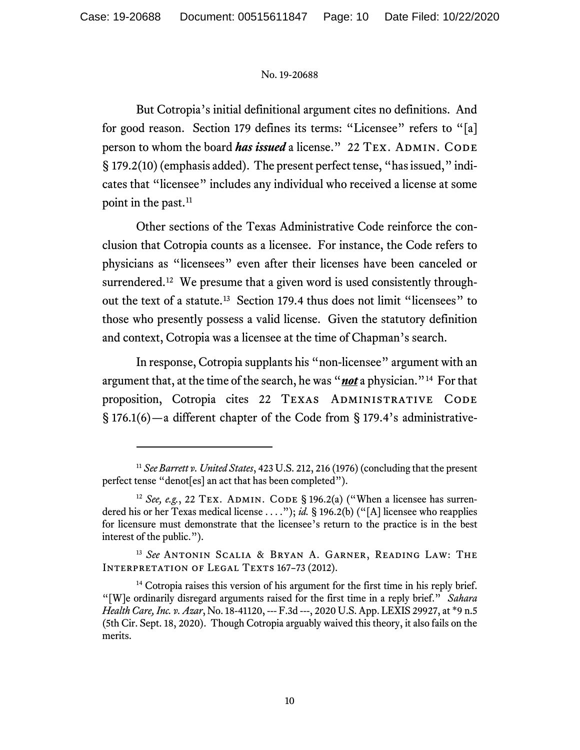But Cotropia's initial definitional argument cites no definitions. And for good reason. Section 179 defines its terms: "Licensee" refers to "[a] person to whom the board ***has issued*** a license." 22 Tex. Admin. Code § 179.2(10) (emphasis added). The present perfect tense, "has issued," indicates that "licensee" includes any individual who received a license at some point in the past.[11]

Other sections of the Texas Administrative Code reinforce the conclusion that Cotropia counts as a licensee. For instance, the Code refers to physicians as "licensees" even after their licenses have been canceled or surrendered.[12] We presume that a given word is used consistently throughout the text of a statute.[13] Section 179.4 thus does not limit "licensees" to those who presently possess a valid license. Given the statutory definition and context, Cotropia was a licensee at the time of Chapman's search.

In response, Cotropia supplants his "non-licensee" argument with an argument that, at the time of the search, he was "***not*** a physician."[14] For that proposition, Cotropia cites 22 Texas Administrative Code § 176.1(6)—a different chapter of the Code from § 179.4's administrative-

---

[11] *See Barrett v. United States*, 423 U.S. 212, 216 (1976) (concluding that the present perfect tense "denot[es] an act that has been completed").

[12] *See, e.g.*, 22 Tex. Admin. Code § 196.2(a) ("When a licensee has surrendered his or her Texas medical license . . . ."); *id.* § 196.2(b) ("[A] licensee who reapplies for licensure must demonstrate that the licensee's return to the practice is in the best interest of the public.").

[13] *See* Antonin Scalia & Bryan A. Garner, Reading Law: The Interpretation of Legal Texts 167–73 (2012).

[14] Cotropia raises this version of his argument for the first time in his reply brief. "[W]e ordinarily disregard arguments raised for the first time in a reply brief." *Sahara Health Care, Inc. v. Azar*, No. 18-41120, --- F.3d ---, 2020 U.S. App. LEXIS 29927, at *9 n.5 (5th Cir. Sept. 18, 2020). Though Cotropia arguably waived this theory, it also fails on the merits.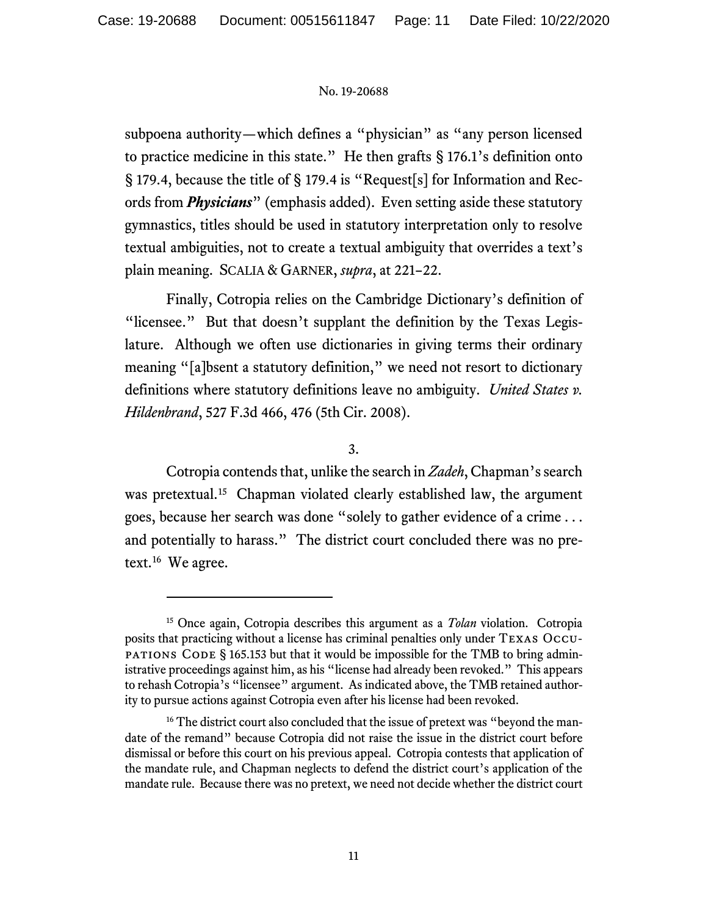subpoena authority—which defines a "physician" as "any person licensed to practice medicine in this state." He then grafts § 176.1's definition onto § 179.4, because the title of § 179.4 is "Request[s] for Information and Records from ***Physicians***" (emphasis added). Even setting aside these statutory gymnastics, titles should be used in statutory interpretation only to resolve textual ambiguities, not to create a textual ambiguity that overrides a text's plain meaning. SCALIA & GARNER, *supra*, at 221–22.

Finally, Cotropia relies on the Cambridge Dictionary's definition of "licensee." But that doesn't supplant the definition by the Texas Legislature. Although we often use dictionaries in giving terms their ordinary meaning "[a]bsent a statutory definition," we need not resort to dictionary definitions where statutory definitions leave no ambiguity. *United States v. Hildenbrand*, 527 F.3d 466, 476 (5th Cir. 2008).

3.

Cotropia contends that, unlike the search in *Zadeh*, Chapman's search was pretextual.[15] Chapman violated clearly established law, the argument goes, because her search was done "solely to gather evidence of a crime . . . and potentially to harass." The district court concluded there was no pretext.[16] We agree.

---

[15] Once again, Cotropia describes this argument as a *Tolan* violation. Cotropia posits that practicing without a license has criminal penalties only under TEXAS OCCUPATIONS CODE § 165.153 but that it would be impossible for the TMB to bring administrative proceedings against him, as his "license had already been revoked." This appears to rehash Cotropia's "licensee" argument. As indicated above, the TMB retained authority to pursue actions against Cotropia even after his license had been revoked.

[16] The district court also concluded that the issue of pretext was "beyond the mandate of the remand" because Cotropia did not raise the issue in the district court before dismissal or before this court on his previous appeal. Cotropia contests that application of the mandate rule, and Chapman neglects to defend the district court's application of the mandate rule. Because there was no pretext, we need not decide whether the district court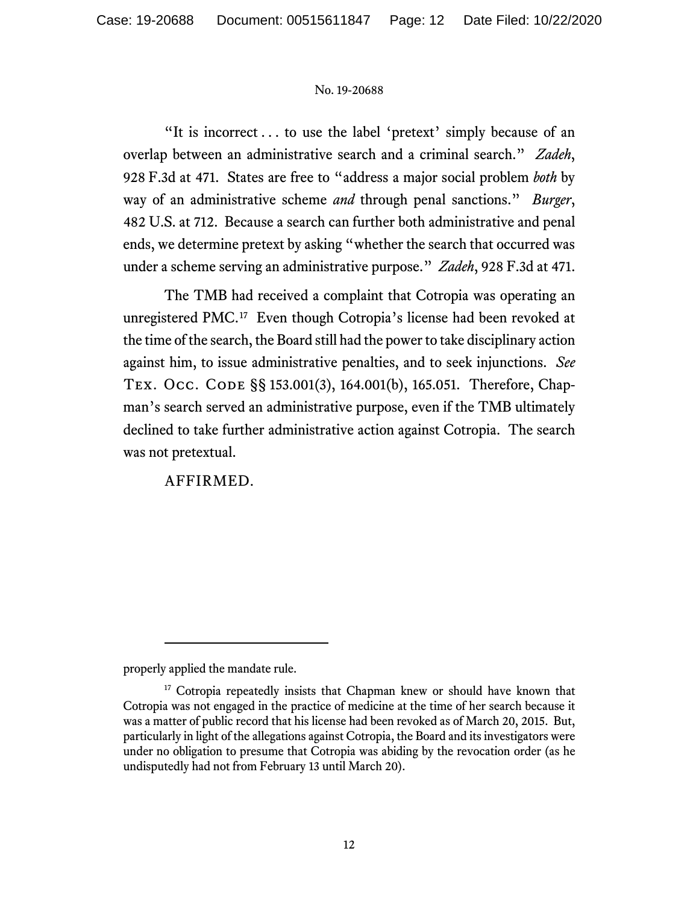"It is incorrect . . . to use the label 'pretext' simply because of an overlap between an administrative search and a criminal search." *Zadeh*, 928 F.3d at 471. States are free to "address a major social problem *both* by way of an administrative scheme *and* through penal sanctions." *Burger*, 482 U.S. at 712. Because a search can further both administrative and penal ends, we determine pretext by asking "whether the search that occurred was under a scheme serving an administrative purpose." *Zadeh*, 928 F.3d at 471.

The TMB had received a complaint that Cotropia was operating an unregistered PMC.[17] Even though Cotropia's license had been revoked at the time of the search, the Board still had the power to take disciplinary action against him, to issue administrative penalties, and to seek injunctions. *See* TEX. OCC. CODE §§ 153.001(3), 164.001(b), 165.051. Therefore, Chapman's search served an administrative purpose, even if the TMB ultimately declined to take further administrative action against Cotropia. The search was not pretextual.

AFFIRMED.

---

properly applied the mandate rule.

[17] Cotropia repeatedly insists that Chapman knew or should have known that Cotropia was not engaged in the practice of medicine at the time of her search because it was a matter of public record that his license had been revoked as of March 20, 2015. But, particularly in light of the allegations against Cotropia, the Board and its investigators were under no obligation to presume that Cotropia was abiding by the revocation order (as he undisputedly had not from February 13 until March 20).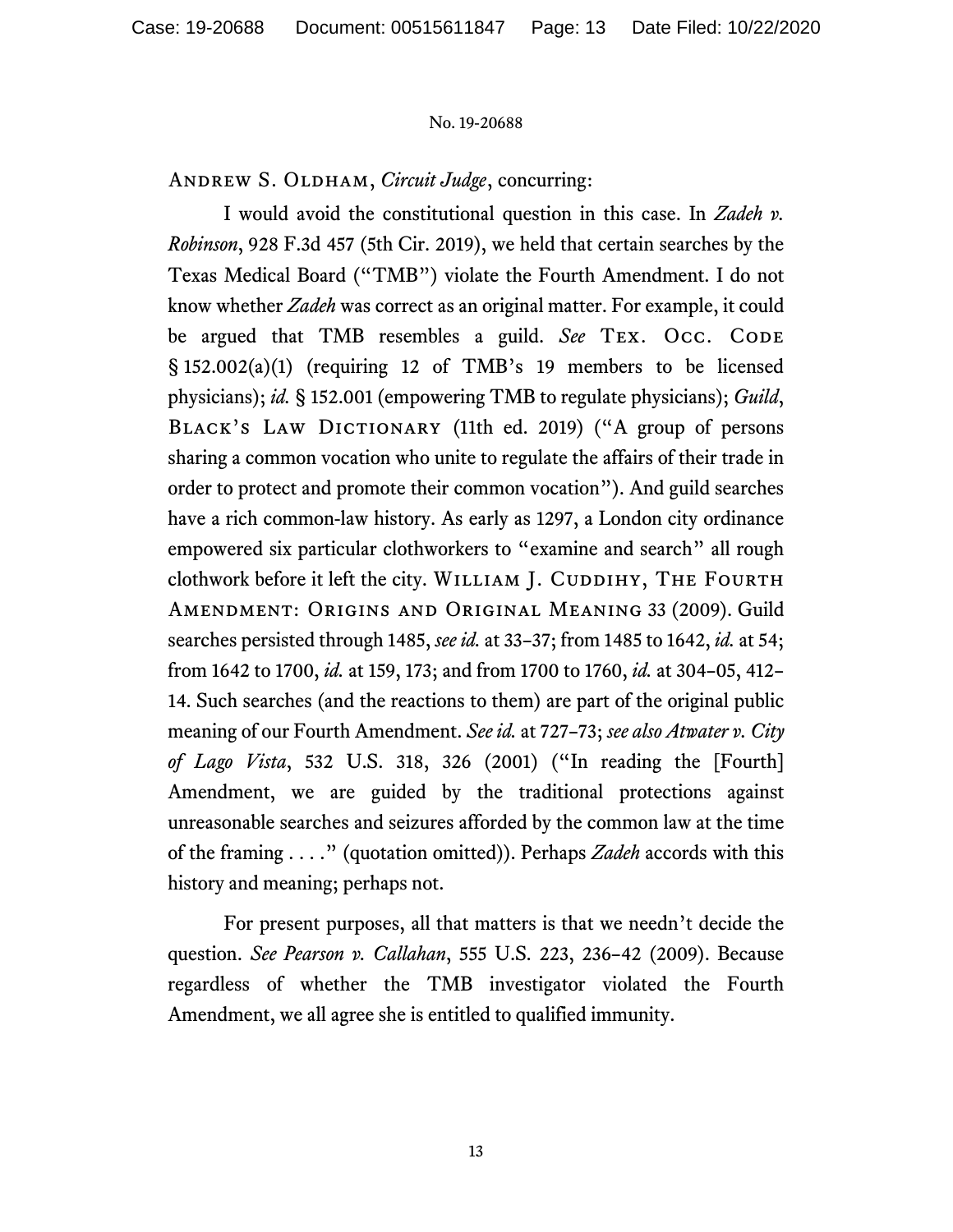ANDREW S. OLDHAM, *Circuit Judge*, concurring:

I would avoid the constitutional question in this case. In *Zadeh v. Robinson*, 928 F.3d 457 (5th Cir. 2019), we held that certain searches by the Texas Medical Board ("TMB") violate the Fourth Amendment. I do not know whether *Zadeh* was correct as an original matter. For example, it could be argued that TMB resembles a guild. *See* TEX. OCC. CODE § 152.002(a)(1) (requiring 12 of TMB's 19 members to be licensed physicians); *id.* § 152.001 (empowering TMB to regulate physicians); *Guild*, BLACK'S LAW DICTIONARY (11th ed. 2019) ("A group of persons sharing a common vocation who unite to regulate the affairs of their trade in order to protect and promote their common vocation"). And guild searches have a rich common-law history. As early as 1297, a London city ordinance empowered six particular clothworkers to "examine and search" all rough clothwork before it left the city. WILLIAM J. CUDDIHY, THE FOURTH AMENDMENT: ORIGINS AND ORIGINAL MEANING 33 (2009). Guild searches persisted through 1485, *see id.* at 33–37; from 1485 to 1642, *id.* at 54; from 1642 to 1700, *id.* at 159, 173; and from 1700 to 1760, *id.* at 304–05, 412–14. Such searches (and the reactions to them) are part of the original public meaning of our Fourth Amendment. *See id.* at 727–73; *see also Atwater v. City of Lago Vista*, 532 U.S. 318, 326 (2001) ("In reading the [Fourth] Amendment, we are guided by the traditional protections against unreasonable searches and seizures afforded by the common law at the time of the framing . . . ." (quotation omitted)). Perhaps *Zadeh* accords with this history and meaning; perhaps not.

For present purposes, all that matters is that we needn't decide the question. *See Pearson v. Callahan*, 555 U.S. 223, 236–42 (2009). Because regardless of whether the TMB investigator violated the Fourth Amendment, we all agree she is entitled to qualified immunity.